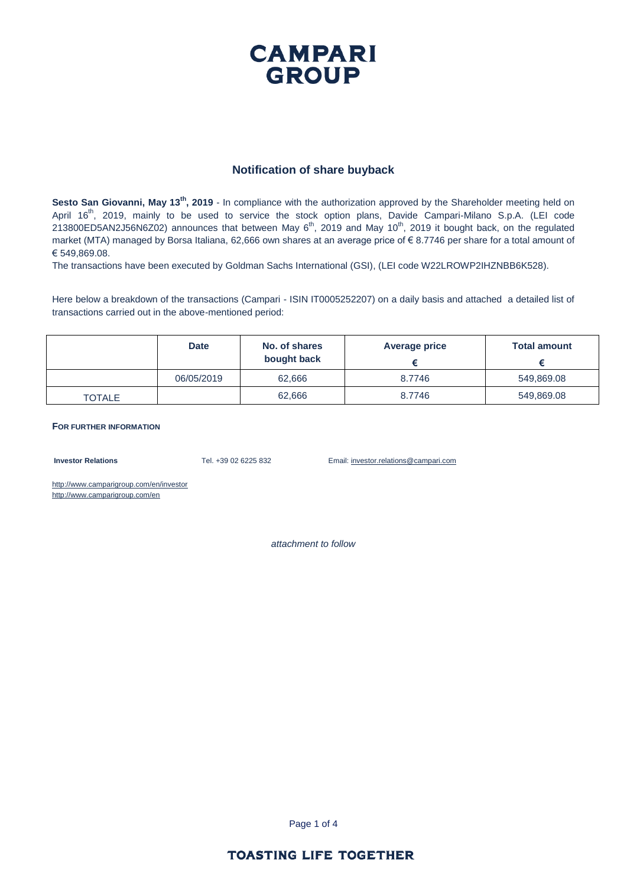# CAMPARI GROUP

## Notification of share buyback

**Sesto San Giovanni, May 13th, 2019** - In compliance with the authorization approved by the Shareholder meeting held on April 16th, 2019, mainly to be used to service the stock option plans, Davide Campari-Milano S.p.A. (LEI code 213800ED5AN2J56N6Z02) announces that between May 6th, 2019 and May 10th, 2019 it bought back, on the regulated market (MTA) managed by Borsa Italiana, 62,666 own shares at an average price of € 8.7746 per share for a total amount of € 549,869.08.

The transactions have been executed by Goldman Sachs International (GSI), (LEI code W22LROWP2IHZNBB6K528).

Here below a breakdown of the transactions (Campari - ISIN IT0005252207) on a daily basis and attached a detailed list of transactions carried out in the above-mentioned period:

| | Date | No. of shares bought back | Average price € | Total amount € |
|---|---|---|---|---|
| | 06/05/2019 | 62,666 | 8.7746 | 549,869.08 |
| TOTALE | | 62,666 | 8.7746 | 549,869.08 |

**FOR FURTHER INFORMATION**

**Investor Relations** Tel. +39 02 6225 832 Email: investor.relations@campari.com

http://www.camparigroup.com/en/investor
http://www.camparigroup.com/en

*attachment to follow*

**TOASTING LIFE TOGETHER**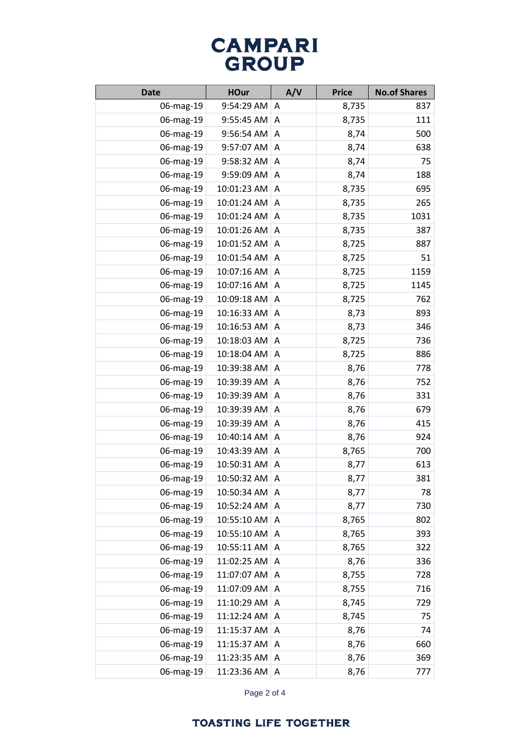# CAMPARI GROUP

| Date | HOur | A/V | Price | No.of Shares |
|---|---|---|---|---|
| 06-mag-19 | 9:54:29 AM | A | 8,735 | 837 |
| 06-mag-19 | 9:55:45 AM | A | 8,735 | 111 |
| 06-mag-19 | 9:56:54 AM | A | 8,74 | 500 |
| 06-mag-19 | 9:57:07 AM | A | 8,74 | 638 |
| 06-mag-19 | 9:58:32 AM | A | 8,74 | 75 |
| 06-mag-19 | 9:59:09 AM | A | 8,74 | 188 |
| 06-mag-19 | 10:01:23 AM | A | 8,735 | 695 |
| 06-mag-19 | 10:01:24 AM | A | 8,735 | 265 |
| 06-mag-19 | 10:01:24 AM | A | 8,735 | 1031 |
| 06-mag-19 | 10:01:26 AM | A | 8,735 | 387 |
| 06-mag-19 | 10:01:52 AM | A | 8,725 | 887 |
| 06-mag-19 | 10:01:54 AM | A | 8,725 | 51 |
| 06-mag-19 | 10:07:16 AM | A | 8,725 | 1159 |
| 06-mag-19 | 10:07:16 AM | A | 8,725 | 1145 |
| 06-mag-19 | 10:09:18 AM | A | 8,725 | 762 |
| 06-mag-19 | 10:16:33 AM | A | 8,73 | 893 |
| 06-mag-19 | 10:16:53 AM | A | 8,73 | 346 |
| 06-mag-19 | 10:18:03 AM | A | 8,725 | 736 |
| 06-mag-19 | 10:18:04 AM | A | 8,725 | 886 |
| 06-mag-19 | 10:39:38 AM | A | 8,76 | 778 |
| 06-mag-19 | 10:39:39 AM | A | 8,76 | 752 |
| 06-mag-19 | 10:39:39 AM | A | 8,76 | 331 |
| 06-mag-19 | 10:39:39 AM | A | 8,76 | 679 |
| 06-mag-19 | 10:39:39 AM | A | 8,76 | 415 |
| 06-mag-19 | 10:40:14 AM | A | 8,76 | 924 |
| 06-mag-19 | 10:43:39 AM | A | 8,765 | 700 |
| 06-mag-19 | 10:50:31 AM | A | 8,77 | 613 |
| 06-mag-19 | 10:50:32 AM | A | 8,77 | 381 |
| 06-mag-19 | 10:50:34 AM | A | 8,77 | 78 |
| 06-mag-19 | 10:52:24 AM | A | 8,77 | 730 |
| 06-mag-19 | 10:55:10 AM | A | 8,765 | 802 |
| 06-mag-19 | 10:55:10 AM | A | 8,765 | 393 |
| 06-mag-19 | 10:55:11 AM | A | 8,765 | 322 |
| 06-mag-19 | 11:02:25 AM | A | 8,76 | 336 |
| 06-mag-19 | 11:07:07 AM | A | 8,755 | 728 |
| 06-mag-19 | 11:07:09 AM | A | 8,755 | 716 |
| 06-mag-19 | 11:10:29 AM | A | 8,745 | 729 |
| 06-mag-19 | 11:12:24 AM | A | 8,745 | 75 |
| 06-mag-19 | 11:15:37 AM | A | 8,76 | 74 |
| 06-mag-19 | 11:15:37 AM | A | 8,76 | 660 |
| 06-mag-19 | 11:23:35 AM | A | 8,76 | 369 |
| 06-mag-19 | 11:23:36 AM | A | 8,76 | 777 |

TOASTING LIFE TOGETHER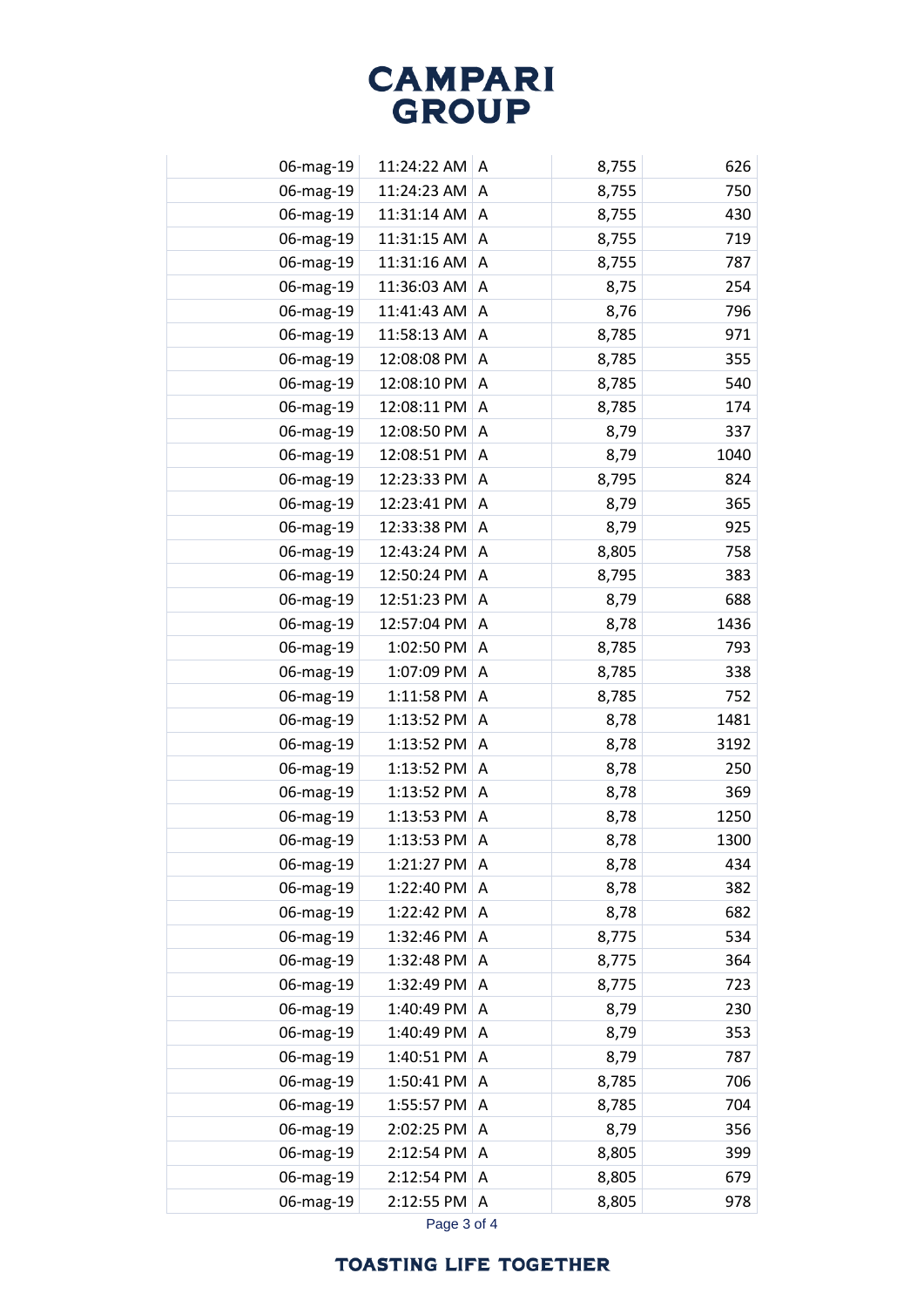| | | | | |
|---|---|---|---|---|
| 06-mag-19 | 11:24:22 AM | A | 8,755 | 626 |
| 06-mag-19 | 11:24:23 AM | A | 8,755 | 750 |
| 06-mag-19 | 11:31:14 AM | A | 8,755 | 430 |
| 06-mag-19 | 11:31:15 AM | A | 8,755 | 719 |
| 06-mag-19 | 11:31:16 AM | A | 8,755 | 787 |
| 06-mag-19 | 11:36:03 AM | A | 8,75 | 254 |
| 06-mag-19 | 11:41:43 AM | A | 8,76 | 796 |
| 06-mag-19 | 11:58:13 AM | A | 8,785 | 971 |
| 06-mag-19 | 12:08:08 PM | A | 8,785 | 355 |
| 06-mag-19 | 12:08:10 PM | A | 8,785 | 540 |
| 06-mag-19 | 12:08:11 PM | A | 8,785 | 174 |
| 06-mag-19 | 12:08:50 PM | A | 8,79 | 337 |
| 06-mag-19 | 12:08:51 PM | A | 8,79 | 1040 |
| 06-mag-19 | 12:23:33 PM | A | 8,795 | 824 |
| 06-mag-19 | 12:23:41 PM | A | 8,79 | 365 |
| 06-mag-19 | 12:33:38 PM | A | 8,79 | 925 |
| 06-mag-19 | 12:43:24 PM | A | 8,805 | 758 |
| 06-mag-19 | 12:50:24 PM | A | 8,795 | 383 |
| 06-mag-19 | 12:51:23 PM | A | 8,79 | 688 |
| 06-mag-19 | 12:57:04 PM | A | 8,78 | 1436 |
| 06-mag-19 | 1:02:50 PM | A | 8,785 | 793 |
| 06-mag-19 | 1:07:09 PM | A | 8,785 | 338 |
| 06-mag-19 | 1:11:58 PM | A | 8,785 | 752 |
| 06-mag-19 | 1:13:52 PM | A | 8,78 | 1481 |
| 06-mag-19 | 1:13:52 PM | A | 8,78 | 3192 |
| 06-mag-19 | 1:13:52 PM | A | 8,78 | 250 |
| 06-mag-19 | 1:13:52 PM | A | 8,78 | 369 |
| 06-mag-19 | 1:13:53 PM | A | 8,78 | 1250 |
| 06-mag-19 | 1:13:53 PM | A | 8,78 | 1300 |
| 06-mag-19 | 1:21:27 PM | A | 8,78 | 434 |
| 06-mag-19 | 1:22:40 PM | A | 8,78 | 382 |
| 06-mag-19 | 1:22:42 PM | A | 8,78 | 682 |
| 06-mag-19 | 1:32:46 PM | A | 8,775 | 534 |
| 06-mag-19 | 1:32:48 PM | A | 8,775 | 364 |
| 06-mag-19 | 1:32:49 PM | A | 8,775 | 723 |
| 06-mag-19 | 1:40:49 PM | A | 8,79 | 230 |
| 06-mag-19 | 1:40:49 PM | A | 8,79 | 353 |
| 06-mag-19 | 1:40:51 PM | A | 8,79 | 787 |
| 06-mag-19 | 1:50:41 PM | A | 8,785 | 706 |
| 06-mag-19 | 1:55:57 PM | A | 8,785 | 704 |
| 06-mag-19 | 2:02:25 PM | A | 8,79 | 356 |
| 06-mag-19 | 2:12:54 PM | A | 8,805 | 399 |
| 06-mag-19 | 2:12:54 PM | A | 8,805 | 679 |
| 06-mag-19 | 2:12:55 PM | A | 8,805 | 978 |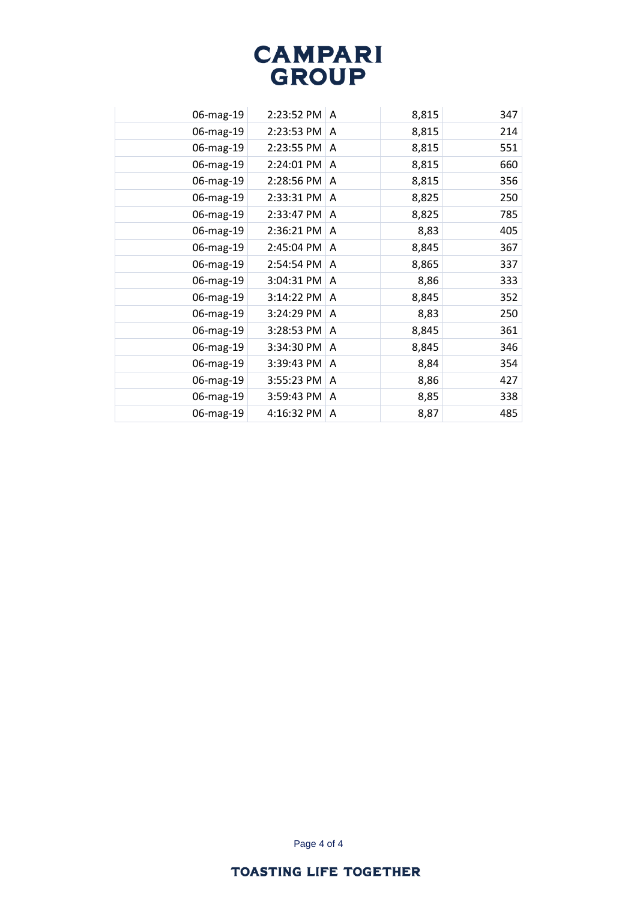| | | | | |
|---|---|---|---|---|
| 06-mag-19 | 2:23:52 PM | A | 8,815 | 347 |
| 06-mag-19 | 2:23:53 PM | A | 8,815 | 214 |
| 06-mag-19 | 2:23:55 PM | A | 8,815 | 551 |
| 06-mag-19 | 2:24:01 PM | A | 8,815 | 660 |
| 06-mag-19 | 2:28:56 PM | A | 8,815 | 356 |
| 06-mag-19 | 2:33:31 PM | A | 8,825 | 250 |
| 06-mag-19 | 2:33:47 PM | A | 8,825 | 785 |
| 06-mag-19 | 2:36:21 PM | A | 8,83 | 405 |
| 06-mag-19 | 2:45:04 PM | A | 8,845 | 367 |
| 06-mag-19 | 2:54:54 PM | A | 8,865 | 337 |
| 06-mag-19 | 3:04:31 PM | A | 8,86 | 333 |
| 06-mag-19 | 3:14:22 PM | A | 8,845 | 352 |
| 06-mag-19 | 3:24:29 PM | A | 8,83 | 250 |
| 06-mag-19 | 3:28:53 PM | A | 8,845 | 361 |
| 06-mag-19 | 3:34:30 PM | A | 8,845 | 346 |
| 06-mag-19 | 3:39:43 PM | A | 8,84 | 354 |
| 06-mag-19 | 3:55:23 PM | A | 8,86 | 427 |
| 06-mag-19 | 3:59:43 PM | A | 8,85 | 338 |
| 06-mag-19 | 4:16:32 PM | A | 8,87 | 485 |